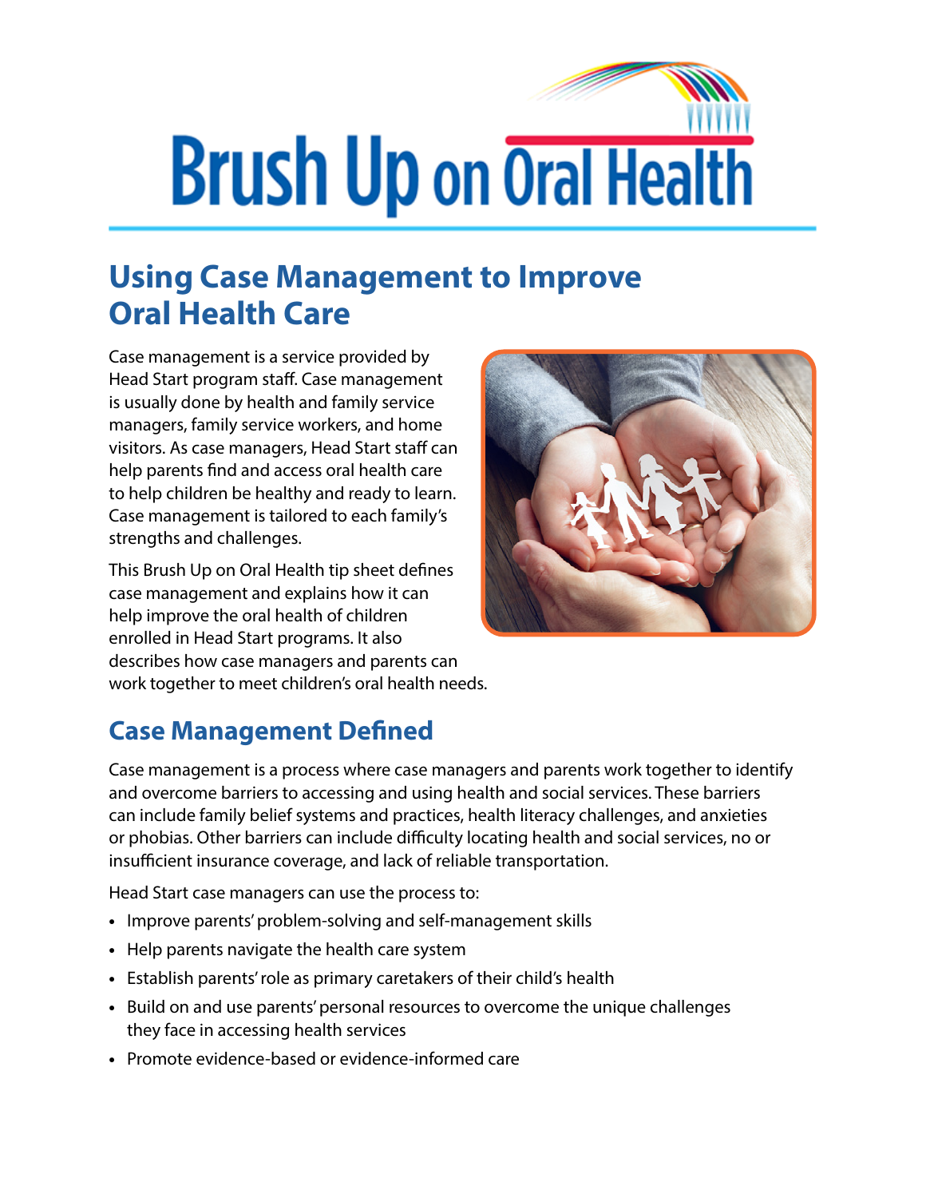# Brush Up on Oral Health

## Using Case Management to Improve Oral Health Care

Case management is a service provided by Head Start program staff. Case management is usually done by health and family service managers, family service workers, and home visitors. As case managers, Head Start staff can help parents find and access oral health care to help children be healthy and ready to learn. Case management is tailored to each family's strengths and challenges.

This Brush Up on Oral Health tip sheet defines case management and explains how it can help improve the oral health of children enrolled in Head Start programs. It also describes how case managers and parents can work together to meet children's oral health needs.

## Case Management Defined

Case management is a process where case managers and parents work together to identify and overcome barriers to accessing and using health and social services. These barriers can include family belief systems and practices, health literacy challenges, and anxieties or phobias. Other barriers can include difficulty locating health and social services, no or insufficient insurance coverage, and lack of reliable transportation.

Head Start case managers can use the process to:

- Improve parents' problem-solving and self-management skills
- Help parents navigate the health care system
- Establish parents' role as primary caretakers of their child's health
- Build on and use parents' personal resources to overcome the unique challenges they face in accessing health services
- Promote evidence-based or evidence-informed care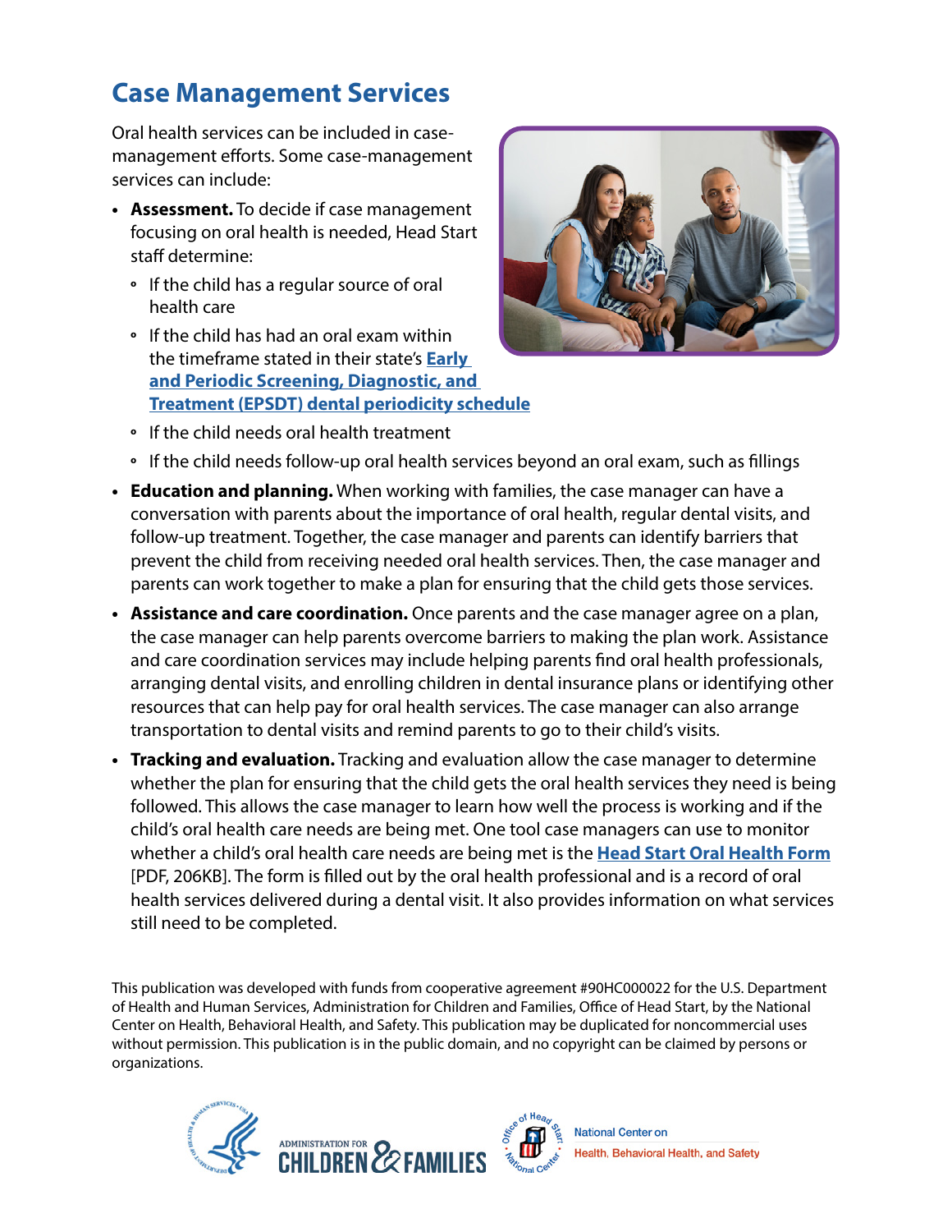## Case Management Services

Oral health services can be included in case-management efforts. Some case-management services can include:

- **Assessment.** To decide if case management focusing on oral health is needed, Head Start staff determine:
  - If the child has a regular source of oral health care
  - If the child has had an oral exam within the timeframe stated in their state's **Early and Periodic Screening, Diagnostic, and Treatment (EPSDT) dental periodicity schedule**
  - If the child needs oral health treatment
  - If the child needs follow-up oral health services beyond an oral exam, such as fillings
- **Education and planning.** When working with families, the case manager can have a conversation with parents about the importance of oral health, regular dental visits, and follow-up treatment. Together, the case manager and parents can identify barriers that prevent the child from receiving needed oral health services. Then, the case manager and parents can work together to make a plan for ensuring that the child gets those services.
- **Assistance and care coordination.** Once parents and the case manager agree on a plan, the case manager can help parents overcome barriers to making the plan work. Assistance and care coordination services may include helping parents find oral health professionals, arranging dental visits, and enrolling children in dental insurance plans or identifying other resources that can help pay for oral health services. The case manager can also arrange transportation to dental visits and remind parents to go to their child's visits.
- **Tracking and evaluation.** Tracking and evaluation allow the case manager to determine whether the plan for ensuring that the child gets the oral health services they need is being followed. This allows the case manager to learn how well the process is working and if the child's oral health care needs are being met. One tool case managers can use to monitor whether a child's oral health care needs are being met is the **Head Start Oral Health Form** [PDF, 206KB]. The form is filled out by the oral health professional and is a record of oral health services delivered during a dental visit. It also provides information on what services still need to be completed.

This publication was developed with funds from cooperative agreement #90HC000022 for the U.S. Department of Health and Human Services, Administration for Children and Families, Office of Head Start, by the National Center on Health, Behavioral Health, and Safety. This publication may be duplicated for noncommercial uses without permission. This publication is in the public domain, and no copyright can be claimed by persons or organizations.

ADMINISTRATION FOR CHILDREN & FAMILIES

National Center on Health, Behavioral Health, and Safety